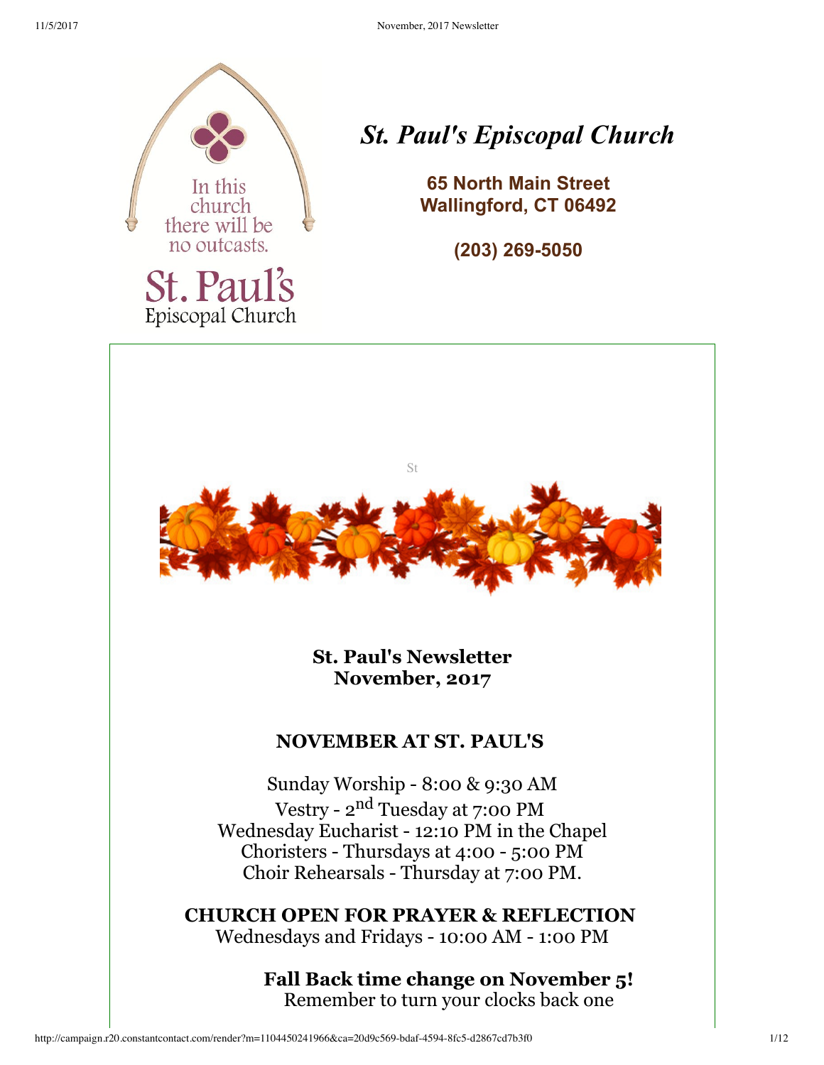In this church there will be no outcasts.

St. Paul's Episcopal Church

# *St. Paul's Episcopal Church*

**65 North Main Street**
**Wallingford, CT 06492**

**(203) 269-5050**

St

## St. Paul's Newsletter November, 2017

### NOVEMBER AT ST. PAUL'S

Sunday Worship - 8:00 & 9:30 AM
Vestry - 2nd Tuesday at 7:00 PM
Wednesday Eucharist - 12:10 PM in the Chapel
Choristers - Thursdays at 4:00 - 5:00 PM
Choir Rehearsals - Thursday at 7:00 PM.

**CHURCH OPEN FOR PRAYER & REFLECTION**
Wednesdays and Fridays - 10:00 AM - 1:00 PM

**Fall Back time change on November 5!**
Remember to turn your clocks back one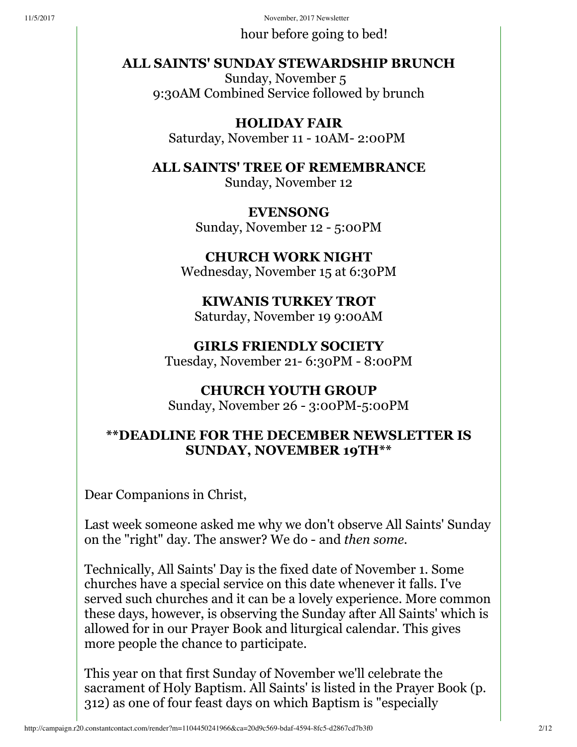hour before going to bed!

**ALL SAINTS' SUNDAY STEWARDSHIP BRUNCH**
Sunday, November 5
9:30AM Combined Service followed by brunch

**HOLIDAY FAIR**
Saturday, November 11 - 10AM- 2:00PM

**ALL SAINTS' TREE OF REMEMBRANCE**
Sunday, November 12

**EVENSONG**
Sunday, November 12 - 5:00PM

**CHURCH WORK NIGHT**
Wednesday, November 15 at 6:30PM

**KIWANIS TURKEY TROT**
Saturday, November 19 9:00AM

**GIRLS FRIENDLY SOCIETY**
Tuesday, November 21- 6:30PM - 8:00PM

**CHURCH YOUTH GROUP**
Sunday, November 26 - 3:00PM-5:00PM

**\*\*DEADLINE FOR THE DECEMBER NEWSLETTER IS SUNDAY, NOVEMBER 19TH\*\***

Dear Companions in Christ,

Last week someone asked me why we don't observe All Saints' Sunday on the "right" day. The answer? We do - and *then some.*

Technically, All Saints' Day is the fixed date of November 1. Some churches have a special service on this date whenever it falls. I've served such churches and it can be a lovely experience. More common these days, however, is observing the Sunday after All Saints' which is allowed for in our Prayer Book and liturgical calendar. This gives more people the chance to participate.

This year on that first Sunday of November we'll celebrate the sacrament of Holy Baptism. All Saints' is listed in the Prayer Book (p. 312) as one of four feast days on which Baptism is "especially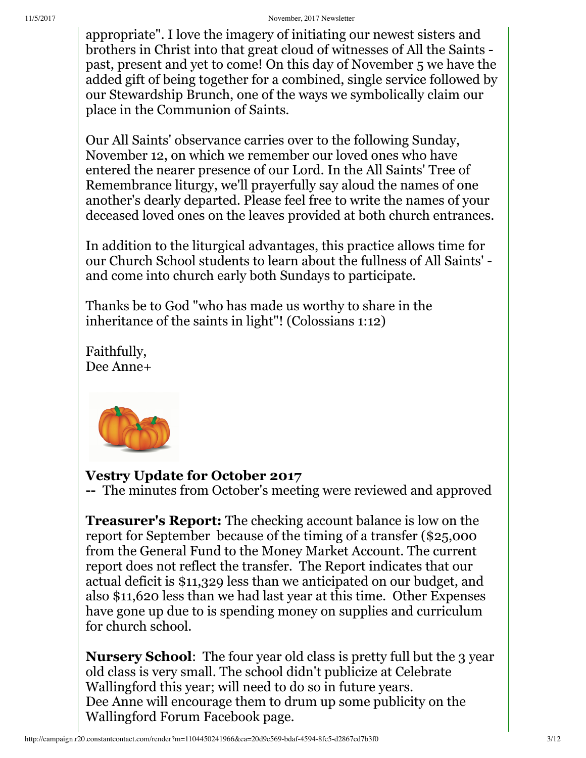appropriate". I love the imagery of initiating our newest sisters and brothers in Christ into that great cloud of witnesses of All the Saints - past, present and yet to come! On this day of November 5 we have the added gift of being together for a combined, single service followed by our Stewardship Brunch, one of the ways we symbolically claim our place in the Communion of Saints.

Our All Saints' observance carries over to the following Sunday, November 12, on which we remember our loved ones who have entered the nearer presence of our Lord. In the All Saints' Tree of Remembrance liturgy, we'll prayerfully say aloud the names of one another's dearly departed. Please feel free to write the names of your deceased loved ones on the leaves provided at both church entrances.

In addition to the liturgical advantages, this practice allows time for our Church School students to learn about the fullness of All Saints' - and come into church early both Sundays to participate.

Thanks be to God "who has made us worthy to share in the inheritance of the saints in light"! (Colossians 1:12)

Faithfully,
Dee Anne+

### Vestry Update for October 2017

**--** The minutes from October's meeting were reviewed and approved

**Treasurer's Report:** The checking account balance is low on the report for September because of the timing of a transfer ($25,000 from the General Fund to the Money Market Account. The current report does not reflect the transfer. The Report indicates that our actual deficit is $11,329 less than we anticipated on our budget, and also $11,620 less than we had last year at this time. Other Expenses have gone up due to is spending money on supplies and curriculum for church school.

**Nursery School**: The four year old class is pretty full but the 3 year old class is very small. The school didn't publicize at Celebrate Wallingford this year; will need to do so in future years.
Dee Anne will encourage them to drum up some publicity on the Wallingford Forum Facebook page.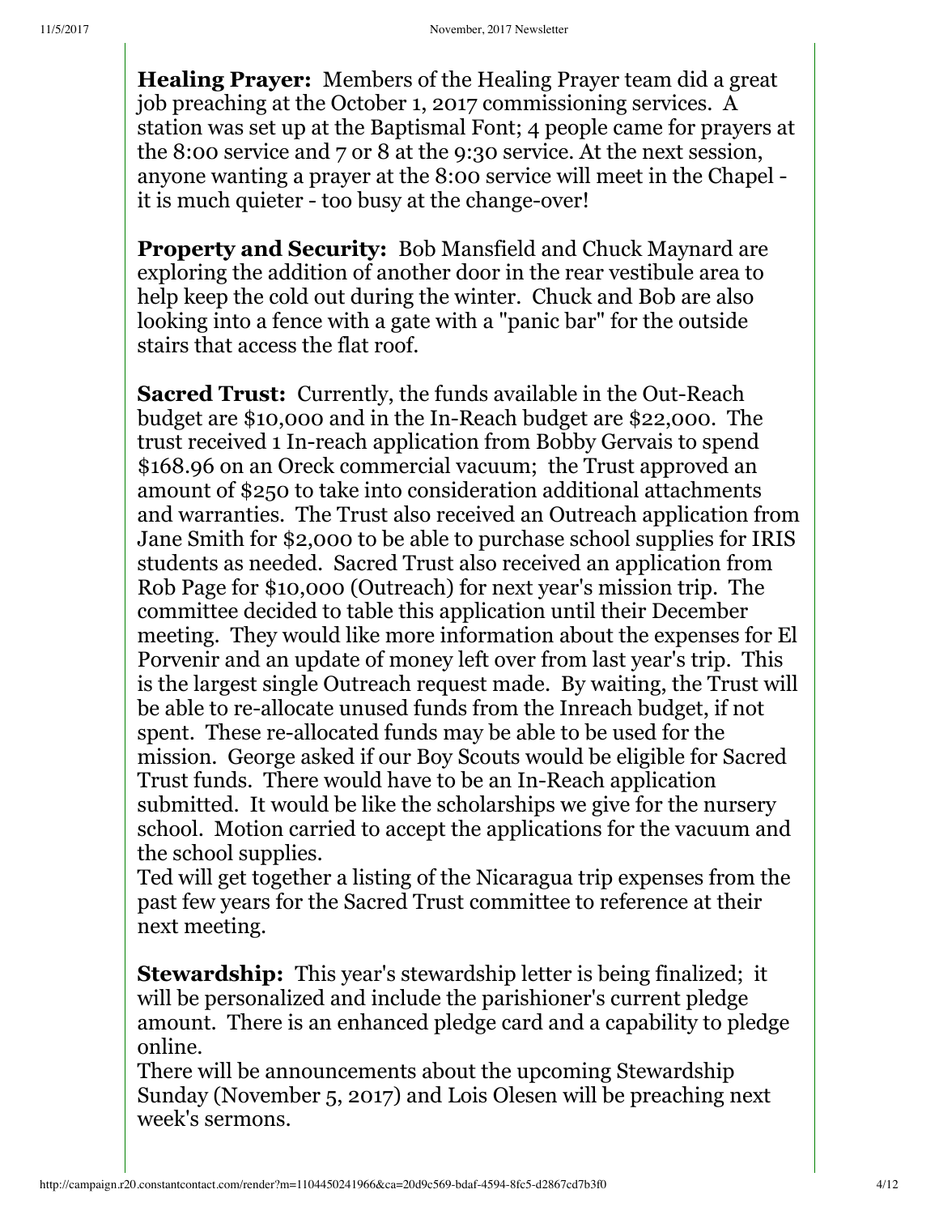**Healing Prayer:** Members of the Healing Prayer team did a great job preaching at the October 1, 2017 commissioning services. A station was set up at the Baptismal Font; 4 people came for prayers at the 8:00 service and 7 or 8 at the 9:30 service. At the next session, anyone wanting a prayer at the 8:00 service will meet in the Chapel - it is much quieter - too busy at the change-over!

**Property and Security:** Bob Mansfield and Chuck Maynard are exploring the addition of another door in the rear vestibule area to help keep the cold out during the winter. Chuck and Bob are also looking into a fence with a gate with a "panic bar" for the outside stairs that access the flat roof.

**Sacred Trust:** Currently, the funds available in the Out-Reach budget are $10,000 and in the In-Reach budget are $22,000. The trust received 1 In-reach application from Bobby Gervais to spend $168.96 on an Oreck commercial vacuum; the Trust approved an amount of $250 to take into consideration additional attachments and warranties. The Trust also received an Outreach application from Jane Smith for $2,000 to be able to purchase school supplies for IRIS students as needed. Sacred Trust also received an application from Rob Page for $10,000 (Outreach) for next year's mission trip. The committee decided to table this application until their December meeting. They would like more information about the expenses for El Porvenir and an update of money left over from last year's trip. This is the largest single Outreach request made. By waiting, the Trust will be able to re-allocate unused funds from the Inreach budget, if not spent. These re-allocated funds may be able to be used for the mission. George asked if our Boy Scouts would be eligible for Sacred Trust funds. There would have to be an In-Reach application submitted. It would be like the scholarships we give for the nursery school. Motion carried to accept the applications for the vacuum and the school supplies.
Ted will get together a listing of the Nicaragua trip expenses from the past few years for the Sacred Trust committee to reference at their next meeting.

**Stewardship:** This year's stewardship letter is being finalized; it will be personalized and include the parishioner's current pledge amount. There is an enhanced pledge card and a capability to pledge online.
There will be announcements about the upcoming Stewardship Sunday (November 5, 2017) and Lois Olesen will be preaching next week's sermons.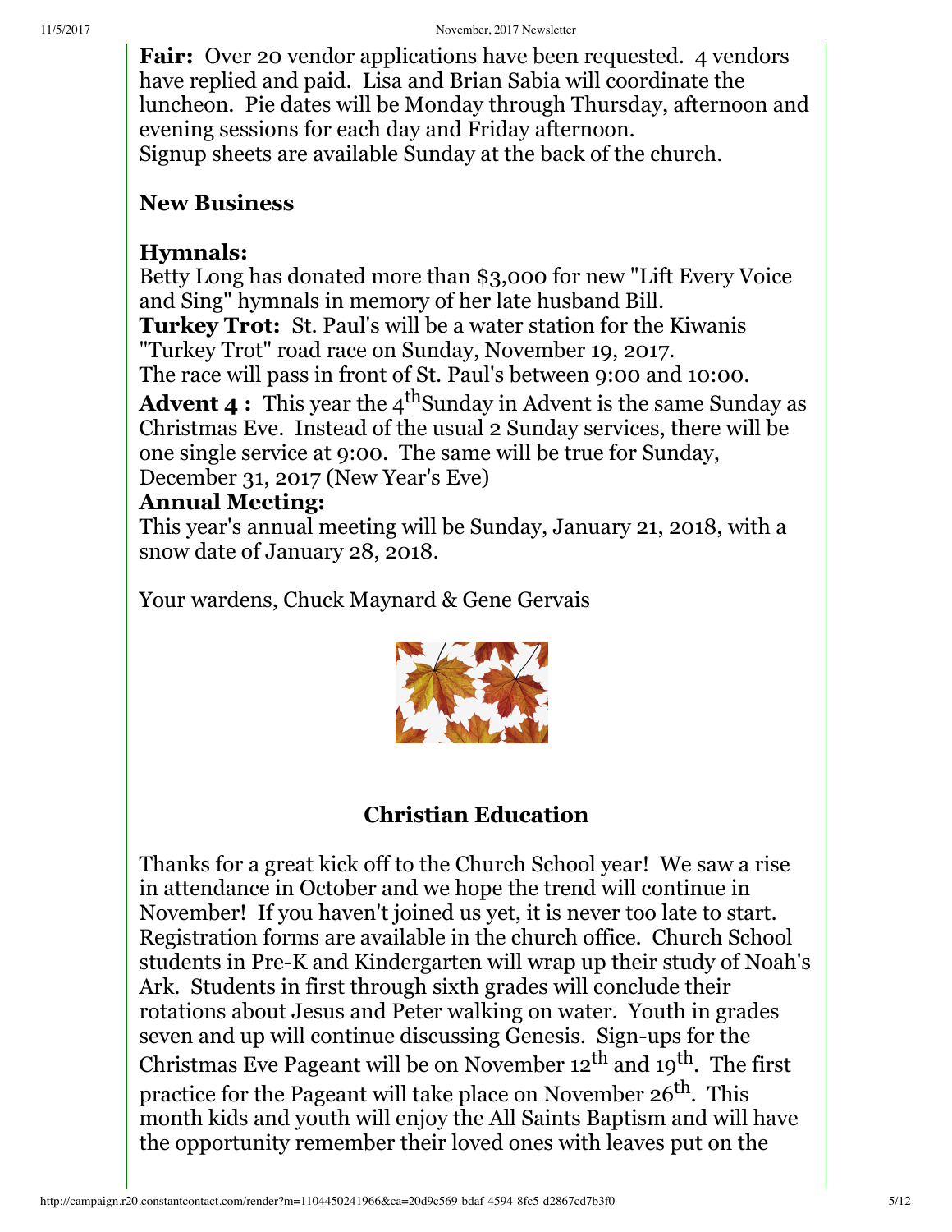**Fair:** Over 20 vendor applications have been requested. 4 vendors have replied and paid. Lisa and Brian Sabia will coordinate the luncheon. Pie dates will be Monday through Thursday, afternoon and evening sessions for each day and Friday afternoon.
Signup sheets are available Sunday at the back of the church.

**New Business**

**Hymnals:**
Betty Long has donated more than $3,000 for new "Lift Every Voice and Sing" hymnals in memory of her late husband Bill.
**Turkey Trot:** St. Paul's will be a water station for the Kiwanis "Turkey Trot" road race on Sunday, November 19, 2017.
The race will pass in front of St. Paul's between 9:00 and 10:00.
**Advent 4 :** This year the 4th Sunday in Advent is the same Sunday as Christmas Eve. Instead of the usual 2 Sunday services, there will be one single service at 9:00. The same will be true for Sunday, December 31, 2017 (New Year's Eve)
**Annual Meeting:**
This year's annual meeting will be Sunday, January 21, 2018, with a snow date of January 28, 2018.

Your wardens, Chuck Maynard & Gene Gervais

## Christian Education

Thanks for a great kick off to the Church School year! We saw a rise in attendance in October and we hope the trend will continue in November! If you haven't joined us yet, it is never too late to start. Registration forms are available in the church office. Church School students in Pre-K and Kindergarten will wrap up their study of Noah's Ark. Students in first through sixth grades will conclude their rotations about Jesus and Peter walking on water. Youth in grades seven and up will continue discussing Genesis. Sign-ups for the Christmas Eve Pageant will be on November 12th and 19th. The first practice for the Pageant will take place on November 26th. This month kids and youth will enjoy the All Saints Baptism and will have the opportunity remember their loved ones with leaves put on the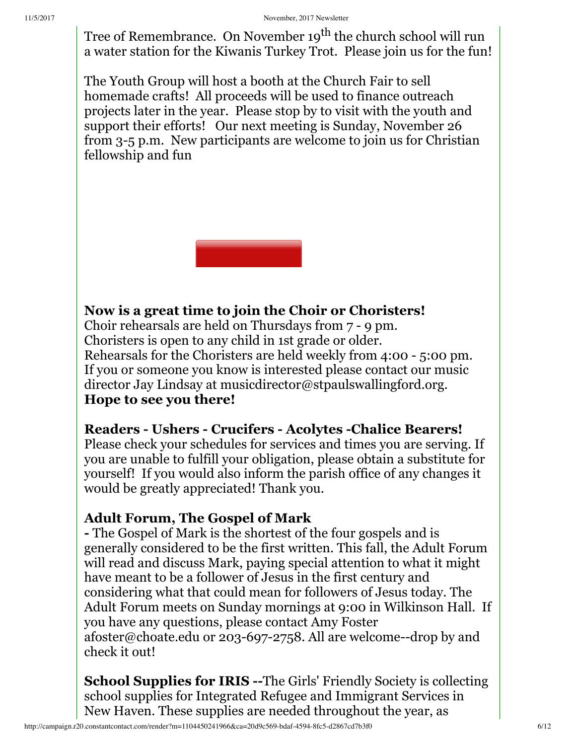Tree of Remembrance. On November 19th the church school will run a water station for the Kiwanis Turkey Trot. Please join us for the fun!

The Youth Group will host a booth at the Church Fair to sell homemade crafts! All proceeds will be used to finance outreach projects later in the year. Please stop by to visit with the youth and support their efforts! Our next meeting is Sunday, November 26 from 3-5 p.m. New participants are welcome to join us for Christian fellowship and fun

**Now is a great time to join the Choir or Choristers!**
Choir rehearsals are held on Thursdays from 7 - 9 pm.
Choristers is open to any child in 1st grade or older.
Rehearsals for the Choristers are held weekly from 4:00 - 5:00 pm.
If you or someone you know is interested please contact our music director Jay Lindsay at musicdirector@stpaulswallingford.org.
**Hope to see you there!**

**Readers - Ushers - Crucifers - Acolytes -Chalice Bearers!**
Please check your schedules for services and times you are serving. If you are unable to fulfill your obligation, please obtain a substitute for yourself! If you would also inform the parish office of any changes it would be greatly appreciated! Thank you.

**Adult Forum, The Gospel of Mark**
**-** The Gospel of Mark is the shortest of the four gospels and is generally considered to be the first written. This fall, the Adult Forum will read and discuss Mark, paying special attention to what it might have meant to be a follower of Jesus in the first century and considering what that could mean for followers of Jesus today. The Adult Forum meets on Sunday mornings at 9:00 in Wilkinson Hall. If you have any questions, please contact Amy Foster afoster@choate.edu or 203-697-2758. All are welcome--drop by and check it out!

**School Supplies for IRIS --**The Girls' Friendly Society is collecting school supplies for Integrated Refugee and Immigrant Services in New Haven. These supplies are needed throughout the year, as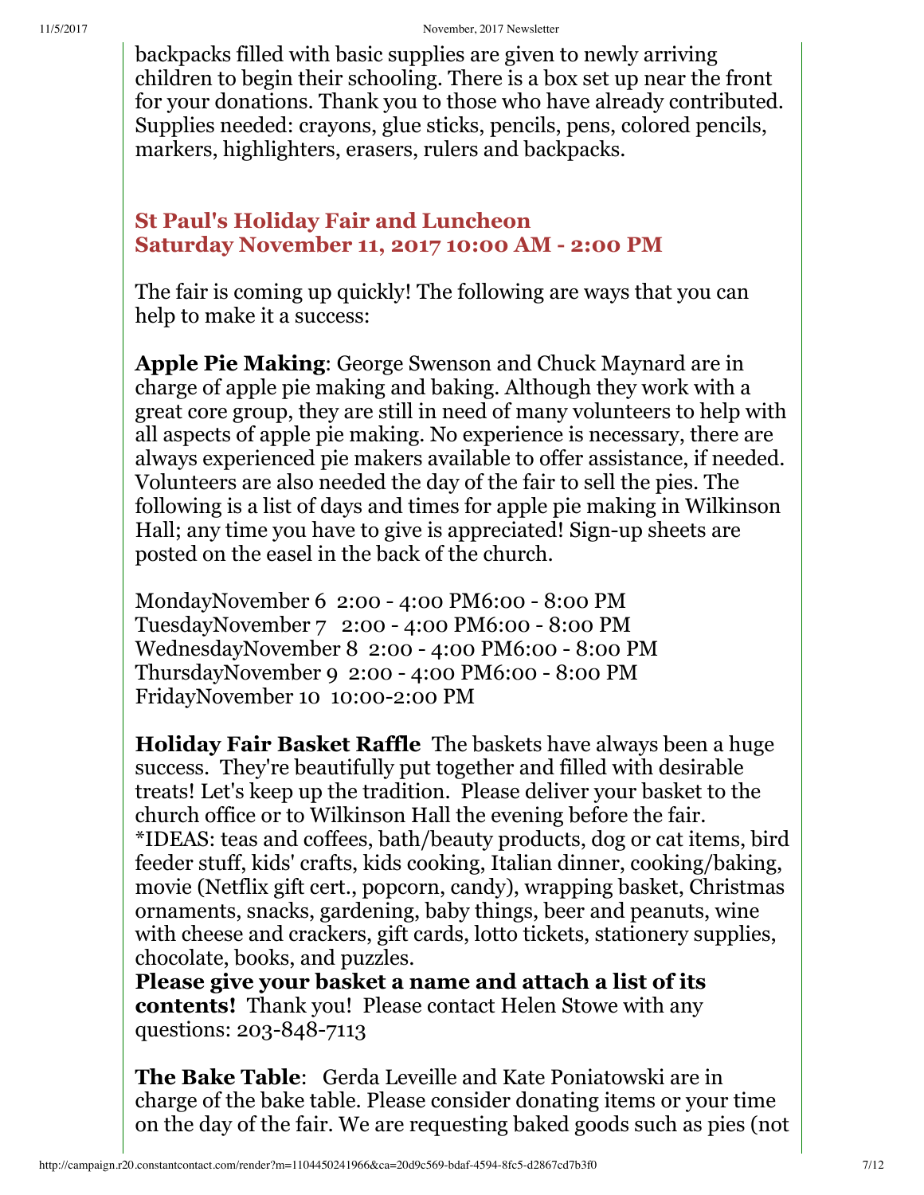backpacks filled with basic supplies are given to newly arriving children to begin their schooling. There is a box set up near the front for your donations. Thank you to those who have already contributed. Supplies needed: crayons, glue sticks, pencils, pens, colored pencils, markers, highlighters, erasers, rulers and backpacks.

### St Paul's Holiday Fair and Luncheon
### Saturday November 11, 2017 10:00 AM - 2:00 PM

The fair is coming up quickly! The following are ways that you can help to make it a success:

**Apple Pie Making**: George Swenson and Chuck Maynard are in charge of apple pie making and baking. Although they work with a great core group, they are still in need of many volunteers to help with all aspects of apple pie making. No experience is necessary, there are always experienced pie makers available to offer assistance, if needed. Volunteers are also needed the day of the fair to sell the pies. The following is a list of days and times for apple pie making in Wilkinson Hall; any time you have to give is appreciated! Sign-up sheets are posted on the easel in the back of the church.

MondayNovember 6  2:00 - 4:00 PM6:00 - 8:00 PM
TuesdayNovember 7  2:00 - 4:00 PM6:00 - 8:00 PM
WednesdayNovember 8  2:00 - 4:00 PM6:00 - 8:00 PM
ThursdayNovember 9  2:00 - 4:00 PM6:00 - 8:00 PM
FridayNovember 10  10:00-2:00 PM

**Holiday Fair Basket Raffle** The baskets have always been a huge success. They're beautifully put together and filled with desirable treats! Let's keep up the tradition. Please deliver your basket to the church office or to Wilkinson Hall the evening before the fair.
*IDEAS: teas and coffees, bath/beauty products, dog or cat items, bird feeder stuff, kids' crafts, kids cooking, Italian dinner, cooking/baking, movie (Netflix gift cert., popcorn, candy), wrapping basket, Christmas ornaments, snacks, gardening, baby things, beer and peanuts, wine with cheese and crackers, gift cards, lotto tickets, stationery supplies, chocolate, books, and puzzles.
**Please give your basket a name and attach a list of its contents!** Thank you! Please contact Helen Stowe with any questions: 203-848-7113

**The Bake Table**: Gerda Leveille and Kate Poniatowski are in charge of the bake table. Please consider donating items or your time on the day of the fair. We are requesting baked goods such as pies (not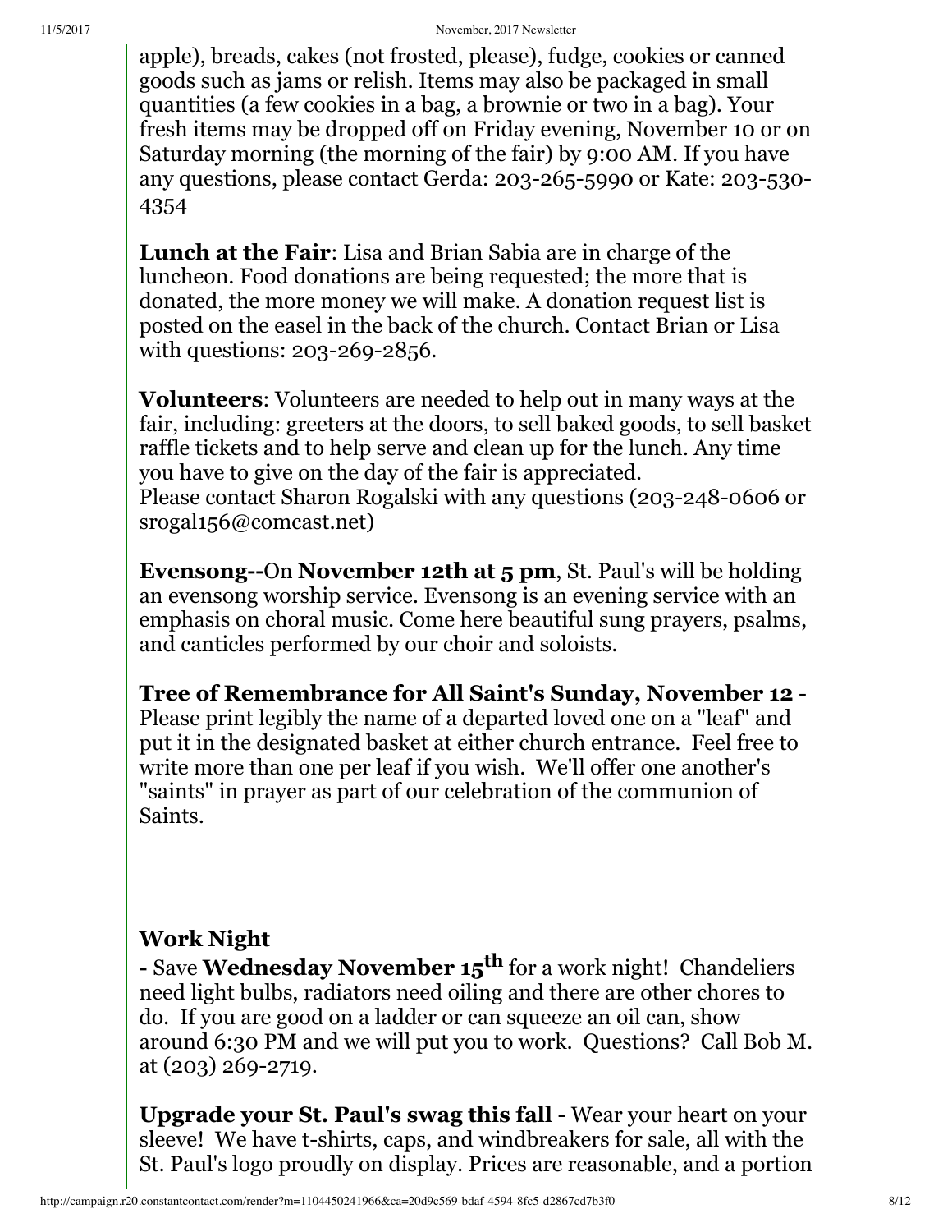apple), breads, cakes (not frosted, please), fudge, cookies or canned goods such as jams or relish. Items may also be packaged in small quantities (a few cookies in a bag, a brownie or two in a bag). Your fresh items may be dropped off on Friday evening, November 10 or on Saturday morning (the morning of the fair) by 9:00 AM. If you have any questions, please contact Gerda: 203-265-5990 or Kate: 203-530-4354

**Lunch at the Fair**: Lisa and Brian Sabia are in charge of the luncheon. Food donations are being requested; the more that is donated, the more money we will make. A donation request list is posted on the easel in the back of the church. Contact Brian or Lisa with questions: 203-269-2856.

**Volunteers**: Volunteers are needed to help out in many ways at the fair, including: greeters at the doors, to sell baked goods, to sell basket raffle tickets and to help serve and clean up for the lunch. Any time you have to give on the day of the fair is appreciated.
Please contact Sharon Rogalski with any questions (203-248-0606 or srogal156@comcast.net)

**Evensong--**On **November 12th at 5 pm**, St. Paul's will be holding an evensong worship service. Evensong is an evening service with an emphasis on choral music. Come here beautiful sung prayers, psalms, and canticles performed by our choir and soloists.

**Tree of Remembrance for All Saint's Sunday, November 12** - Please print legibly the name of a departed loved one on a "leaf" and put it in the designated basket at either church entrance. Feel free to write more than one per leaf if you wish. We'll offer one another's "saints" in prayer as part of our celebration of the communion of Saints.

**Work Night**

**-** Save **Wednesday November 15th** for a work night! Chandeliers need light bulbs, radiators need oiling and there are other chores to do. If you are good on a ladder or can squeeze an oil can, show around 6:30 PM and we will put you to work. Questions? Call Bob M. at (203) 269-2719.

**Upgrade your St. Paul's swag this fall** - Wear your heart on your sleeve! We have t-shirts, caps, and windbreakers for sale, all with the St. Paul's logo proudly on display. Prices are reasonable, and a portion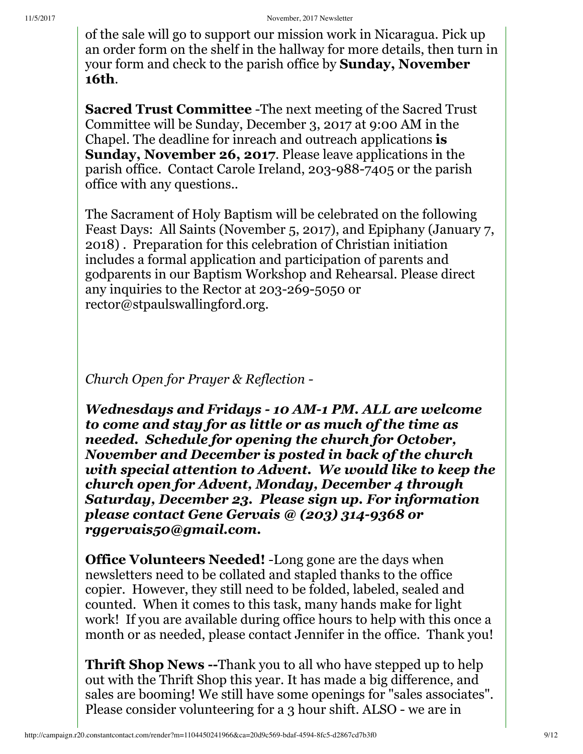of the sale will go to support our mission work in Nicaragua. Pick up an order form on the shelf in the hallway for more details, then turn in your form and check to the parish office by **Sunday, November 16th**.

**Sacred Trust Committee** -The next meeting of the Sacred Trust Committee will be Sunday, December 3, 2017 at 9:00 AM in the Chapel. The deadline for inreach and outreach applications **is Sunday, November 26, 2017**. Please leave applications in the parish office. Contact Carole Ireland, 203-988-7405 or the parish office with any questions..

The Sacrament of Holy Baptism will be celebrated on the following Feast Days: All Saints (November 5, 2017), and Epiphany (January 7, 2018) . Preparation for this celebration of Christian initiation includes a formal application and participation of parents and godparents in our Baptism Workshop and Rehearsal. Please direct any inquiries to the Rector at 203-269-5050 or rector@stpaulswallingford.org.

*Church Open for Prayer & Reflection -*

***Wednesdays and Fridays - 10 AM-1 PM. ALL are welcome to come and stay for as little or as much of the time as needed. Schedule for opening the church for October, November and December is posted in back of the church with special attention to Advent. We would like to keep the church open for Advent, Monday, December 4 through Saturday, December 23. Please sign up. For information please contact Gene Gervais @ (203) 314-9368 or rggervais50@gmail.com.***

**Office Volunteers Needed!** -Long gone are the days when newsletters need to be collated and stapled thanks to the office copier. However, they still need to be folded, labeled, sealed and counted. When it comes to this task, many hands make for light work! If you are available during office hours to help with this once a month or as needed, please contact Jennifer in the office. Thank you!

**Thrift Shop News --**Thank you to all who have stepped up to help out with the Thrift Shop this year. It has made a big difference, and sales are booming! We still have some openings for "sales associates". Please consider volunteering for a 3 hour shift. ALSO - we are in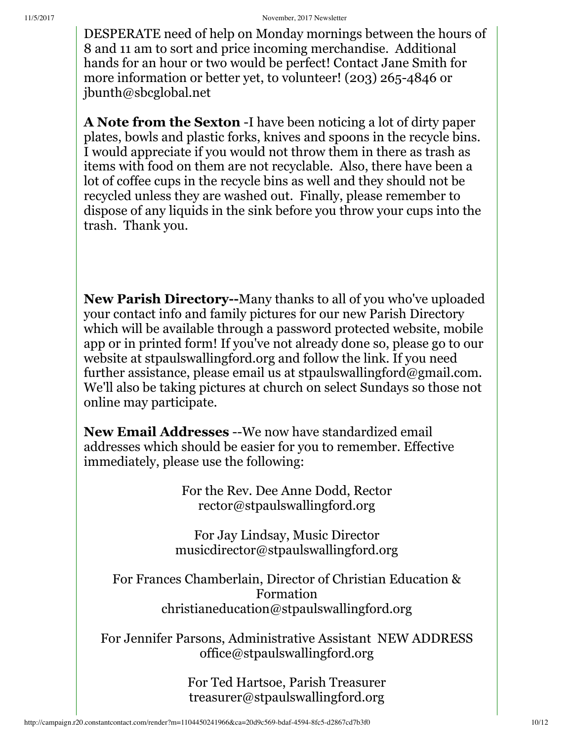DESPERATE need of help on Monday mornings between the hours of 8 and 11 am to sort and price incoming merchandise. Additional hands for an hour or two would be perfect! Contact Jane Smith for more information or better yet, to volunteer! (203) 265-4846 or jbunth@sbcglobal.net

**A Note from the Sexton** -I have been noticing a lot of dirty paper plates, bowls and plastic forks, knives and spoons in the recycle bins. I would appreciate if you would not throw them in there as trash as items with food on them are not recyclable. Also, there have been a lot of coffee cups in the recycle bins as well and they should not be recycled unless they are washed out. Finally, please remember to dispose of any liquids in the sink before you throw your cups into the trash. Thank you.

**New Parish Directory--**Many thanks to all of you who've uploaded your contact info and family pictures for our new Parish Directory which will be available through a password protected website, mobile app or in printed form! If you've not already done so, please go to our website at stpaulswallingford.org and follow the link. If you need further assistance, please email us at stpaulswallingford@gmail.com. We'll also be taking pictures at church on select Sundays so those not online may participate.

**New Email Addresses** --We now have standardized email addresses which should be easier for you to remember. Effective immediately, please use the following:

For the Rev. Dee Anne Dodd, Rector
rector@stpaulswallingford.org

For Jay Lindsay, Music Director
musicdirector@stpaulswallingford.org

For Frances Chamberlain, Director of Christian Education & Formation
christianeducation@stpaulswallingford.org

For Jennifer Parsons, Administrative Assistant NEW ADDRESS
office@stpaulswallingford.org

For Ted Hartsoe, Parish Treasurer
treasurer@stpaulswallingford.org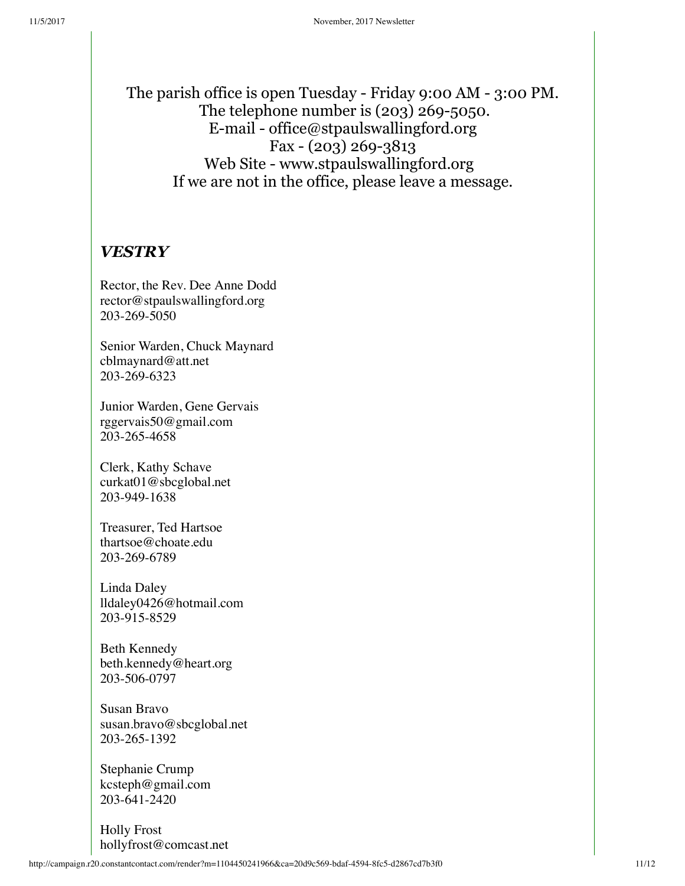The parish office is open Tuesday - Friday 9:00 AM - 3:00 PM.
The telephone number is (203) 269-5050.
E-mail - office@stpaulswallingford.org
Fax - (203) 269-3813
Web Site - www.stpaulswallingford.org
If we are not in the office, please leave a message.

## ***VESTRY***

Rector, the Rev. Dee Anne Dodd
rector@stpaulswallingford.org
203-269-5050

Senior Warden, Chuck Maynard
cblmaynard@att.net
203-269-6323

Junior Warden, Gene Gervais
rggervais50@gmail.com
203-265-4658

Clerk, Kathy Schave
curkat01@sbcglobal.net
203-949-1638

Treasurer, Ted Hartsoe
thartsoe@choate.edu
203-269-6789

Linda Daley
lldaley0426@hotmail.com
203-915-8529

Beth Kennedy
beth.kennedy@heart.org
203-506-0797

Susan Bravo
susan.bravo@sbcglobal.net
203-265-1392

Stephanie Crump
kcsteph@gmail.com
203-641-2420

Holly Frost
hollyfrost@comcast.net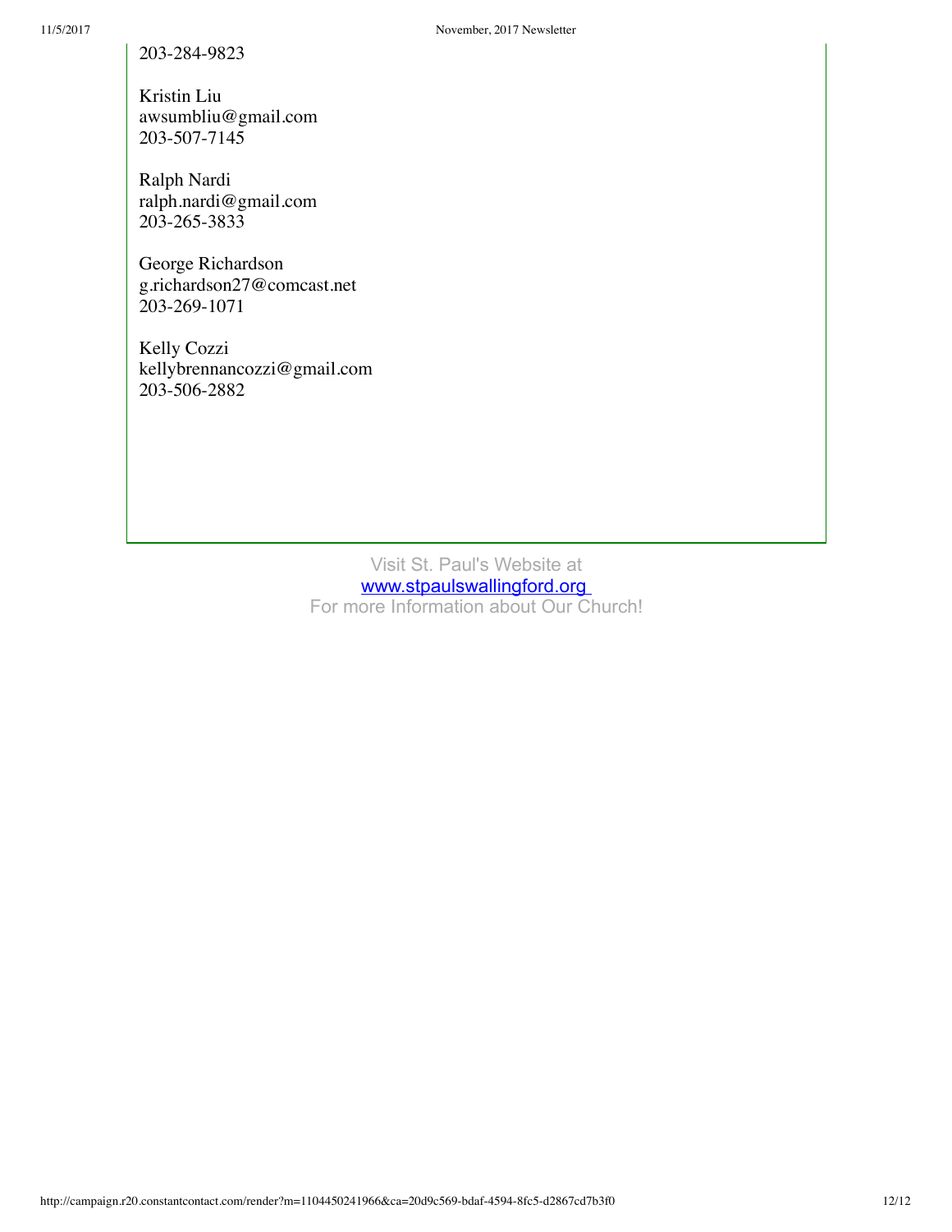203-284-9823

Kristin Liu
awsumbliu@gmail.com
203-507-7145

Ralph Nardi
ralph.nardi@gmail.com
203-265-3833

George Richardson
g.richardson27@comcast.net
203-269-1071

Kelly Cozzi
kellybrennancozzi@gmail.com
203-506-2882

Visit St. Paul's Website at
[www.stpaulswallingford.org](http://www.stpaulswallingford.org)
For more Information about Our Church!